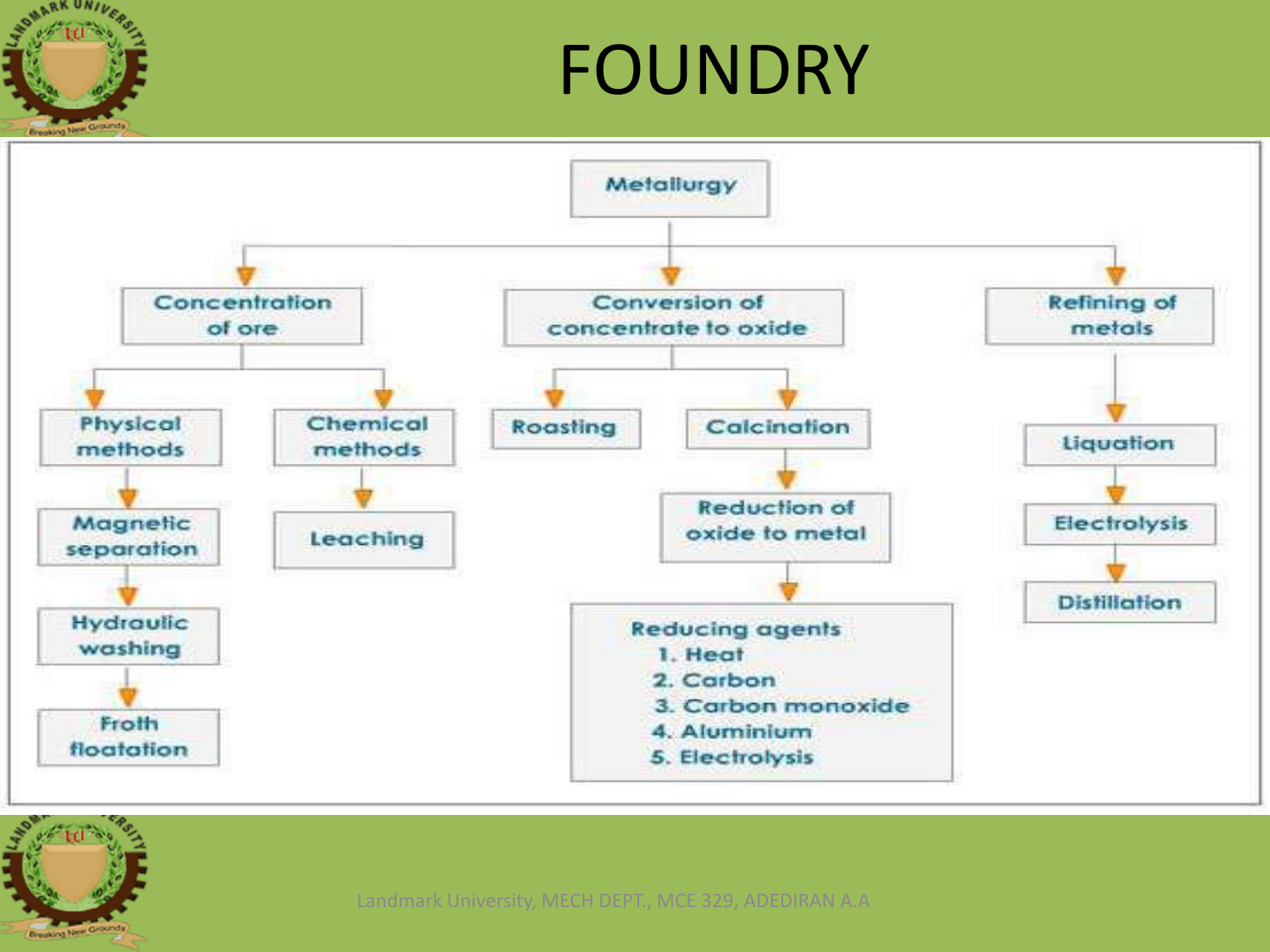# FOUNDRY

- **Metallurgy**
  - **Concentration of ore**
    - Physical methods
      - Magnetic separation
      - Hydraulic washing
      - Froth floatation
    - Chemical methods
      - Leaching
  - **Conversion of concentrate to oxide**
    - Roasting
    - Calcination
      - Reduction of oxide to metal
        - Reducing agents
          1. Heat
          2. Carbon
          3. Carbon monoxide
          4. Aluminium
          5. Electrolysis
  - **Refining of metals**
    - Liquation
    - Electrolysis
    - Distillation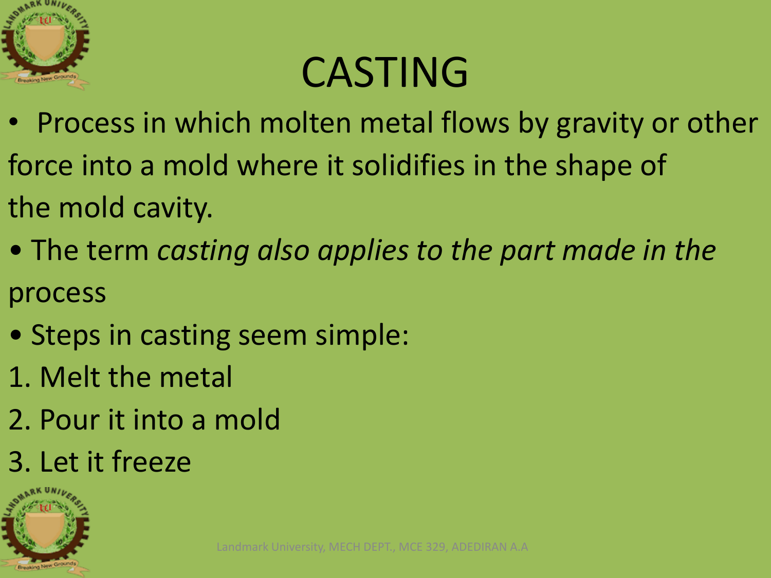# CASTING

- Process in which molten metal flows by gravity or other force into a mold where it solidifies in the shape of the mold cavity.
- The term *casting also applies to the part made in the* process
- Steps in casting seem simple:

1. Melt the metal
2. Pour it into a mold
3. Let it freeze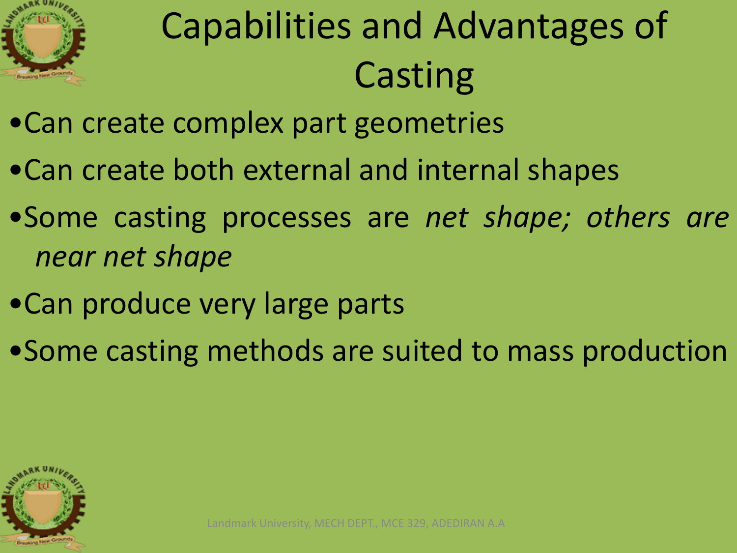# Capabilities and Advantages of Casting

- Can create complex part geometries
- Can create both external and internal shapes
- Some casting processes are *net shape; others are near net shape*
- Can produce very large parts
- Some casting methods are suited to mass production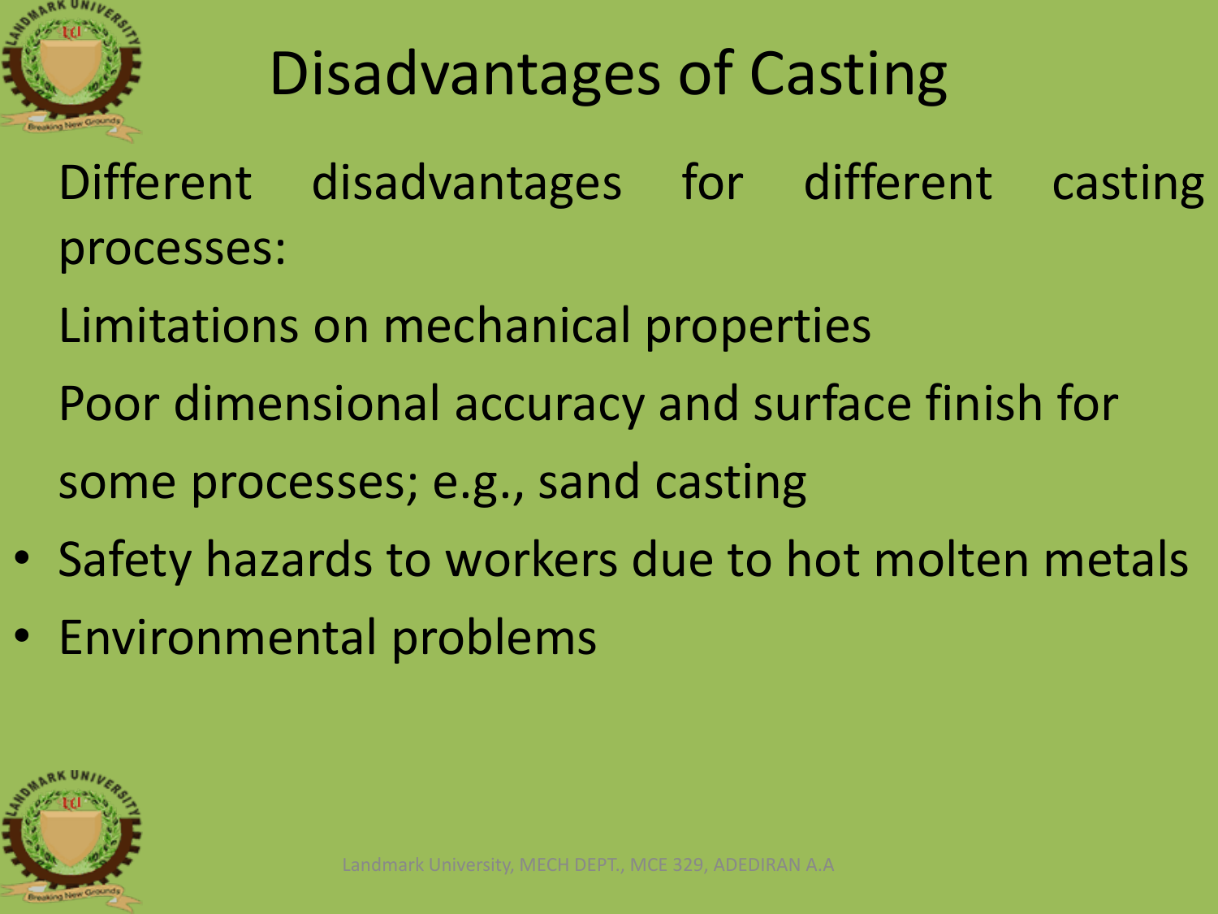# Disadvantages of Casting

Different disadvantages for different casting processes:

Limitations on mechanical properties

Poor dimensional accuracy and surface finish for some processes; e.g., sand casting

- Safety hazards to workers due to hot molten metals
- Environmental problems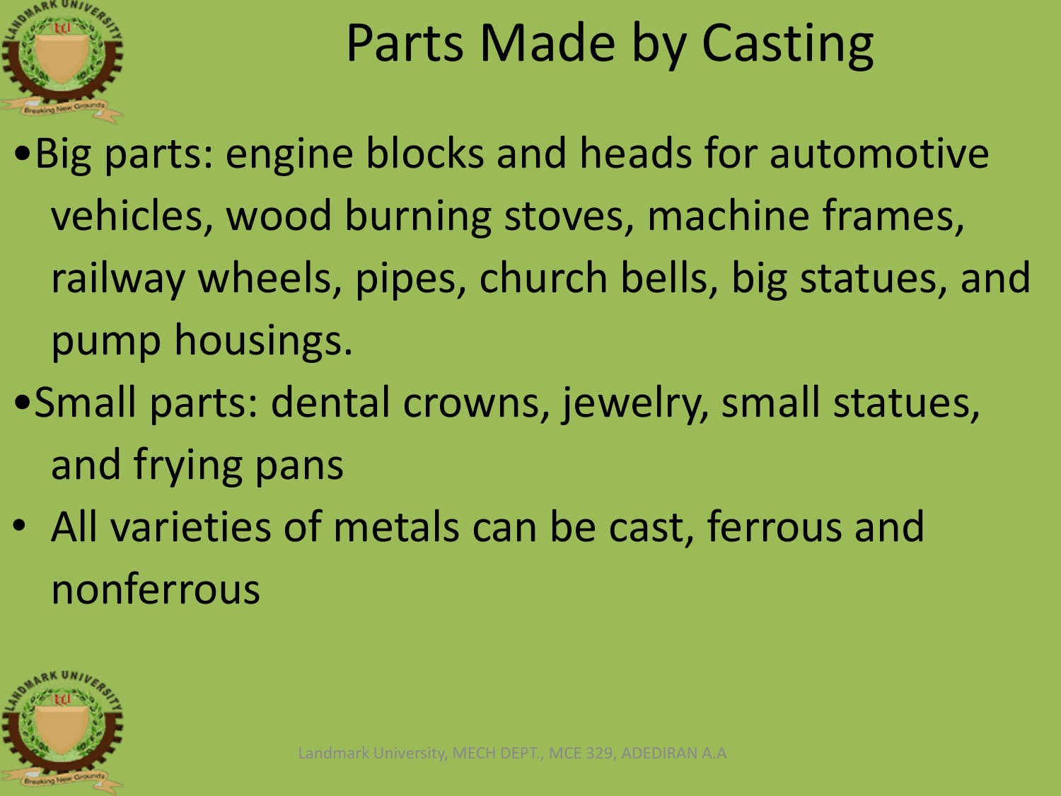# Parts Made by Casting

- Big parts: engine blocks and heads for automotive vehicles, wood burning stoves, machine frames, railway wheels, pipes, church bells, big statues, and pump housings.
- Small parts: dental crowns, jewelry, small statues, and frying pans
- All varieties of metals can be cast, ferrous and nonferrous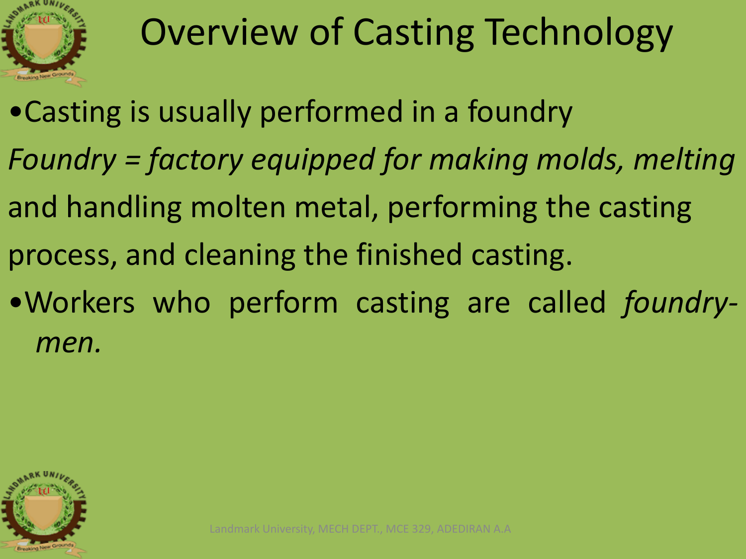# Overview of Casting Technology

- Casting is usually performed in a foundry

*Foundry = factory equipped for making molds, melting* and handling molten metal, performing the casting process, and cleaning the finished casting.

- Workers who perform casting are called *foundry-men.*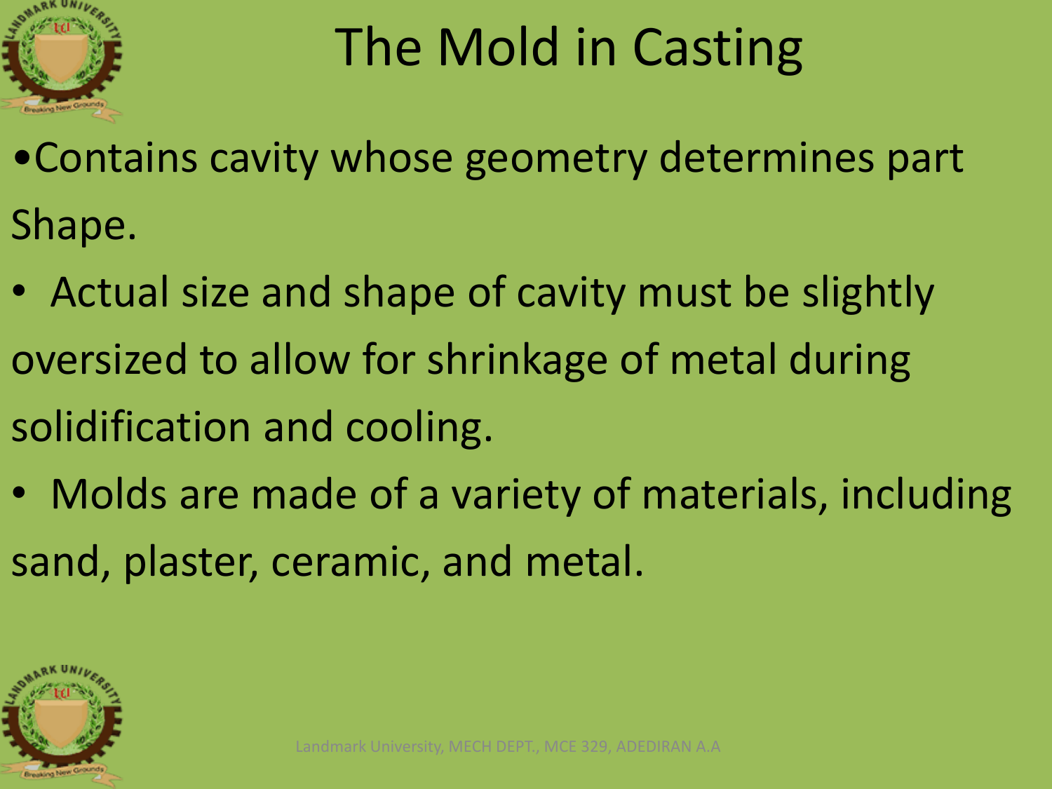# The Mold in Casting

- Contains cavity whose geometry determines part Shape.
- Actual size and shape of cavity must be slightly oversized to allow for shrinkage of metal during solidification and cooling.
- Molds are made of a variety of materials, including sand, plaster, ceramic, and metal.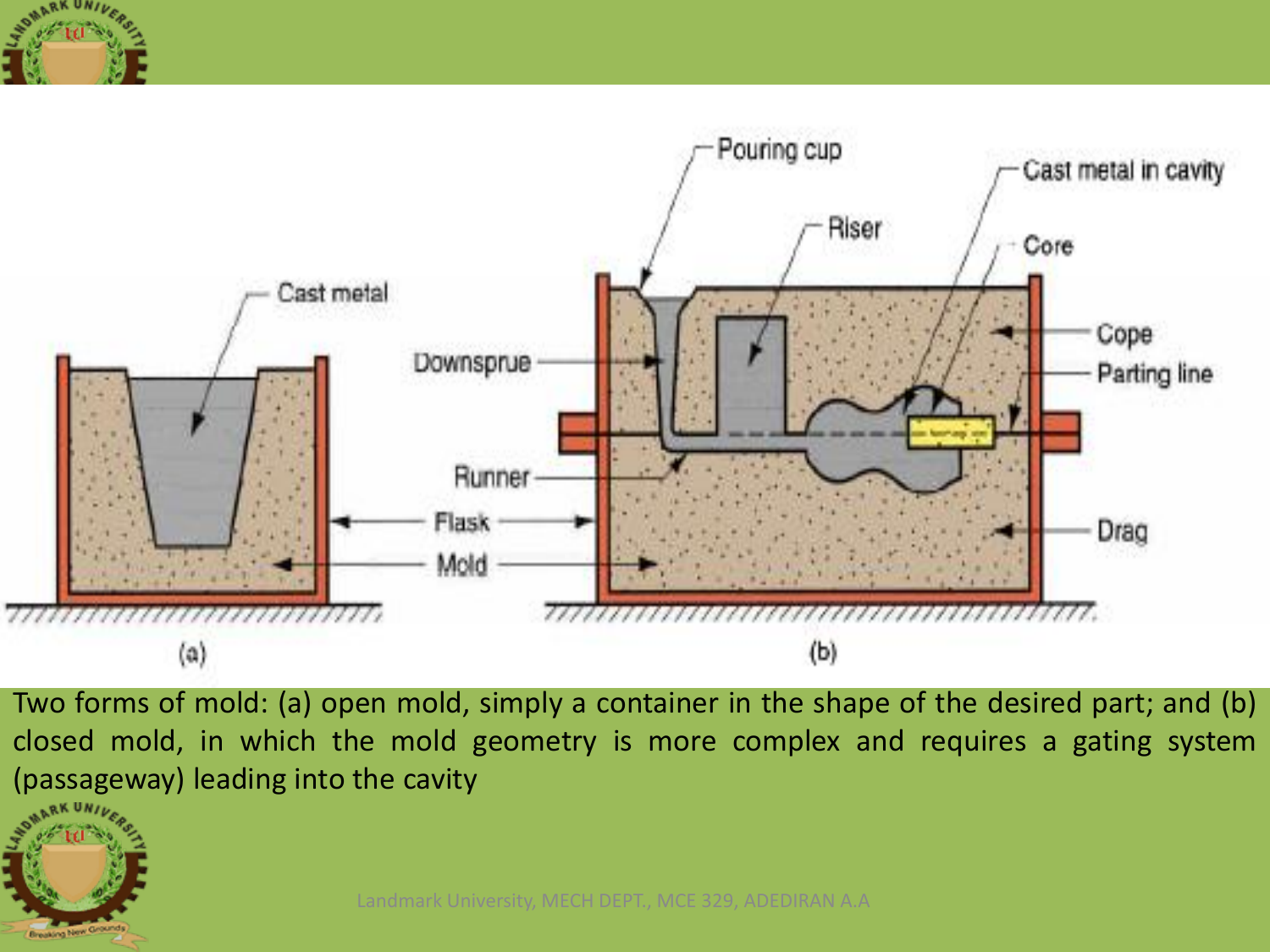Two forms of mold: (a) open mold, simply a container in the shape of the desired part; and (b) closed mold, in which the mold geometry is more complex and requires a gating system (passageway) leading into the cavity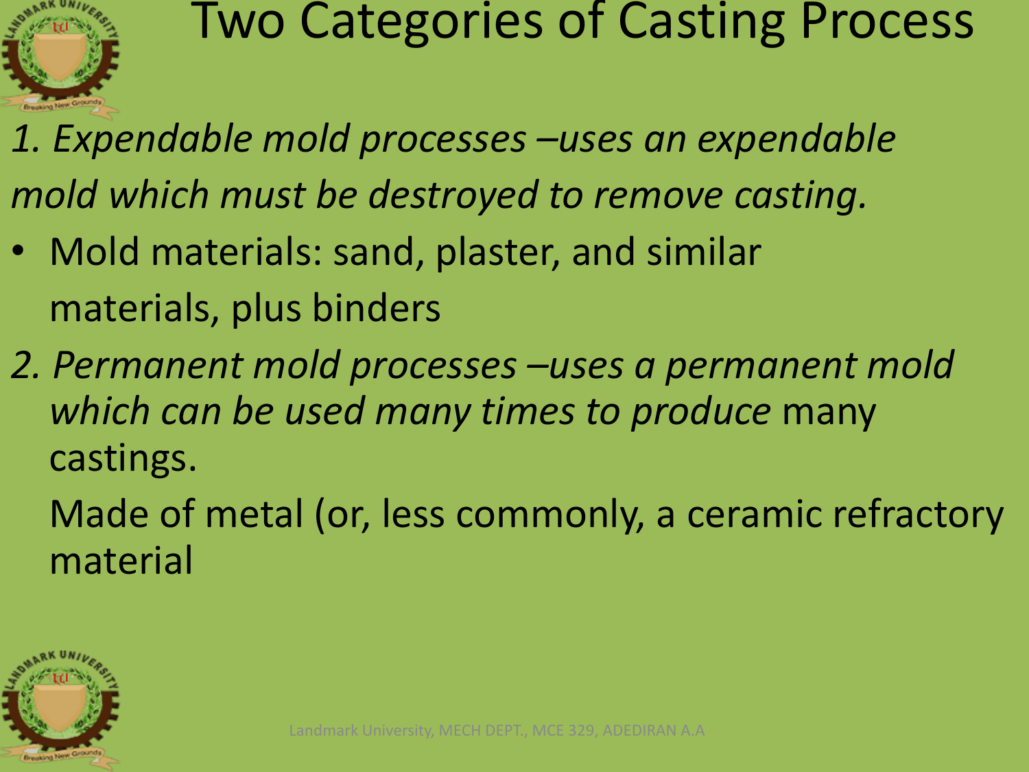# Two Categories of Casting Process

*1. Expendable mold processes –uses an expendable mold which must be destroyed to remove casting.*

- Mold materials: sand, plaster, and similar materials, plus binders

*2. Permanent mold processes –uses a permanent mold which can be used many times to produce* many castings.

Made of metal (or, less commonly, a ceramic refractory material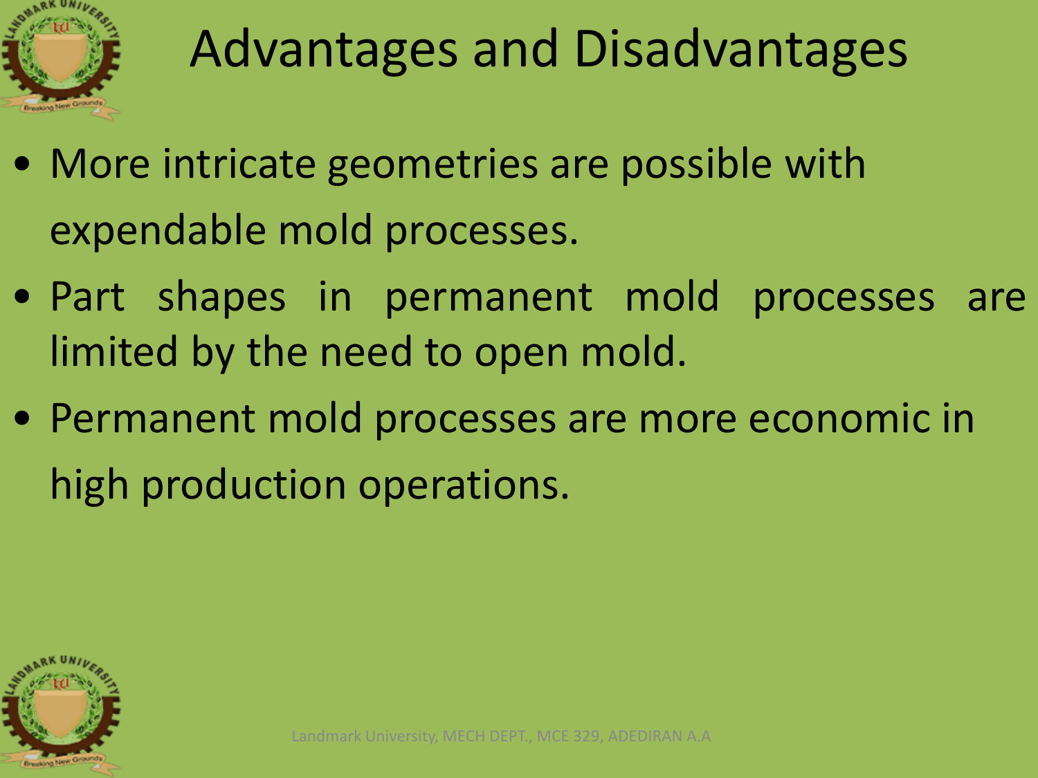# Advantages and Disadvantages

- More intricate geometries are possible with expendable mold processes.
- Part shapes in permanent mold processes are limited by the need to open mold.
- Permanent mold processes are more economic in high production operations.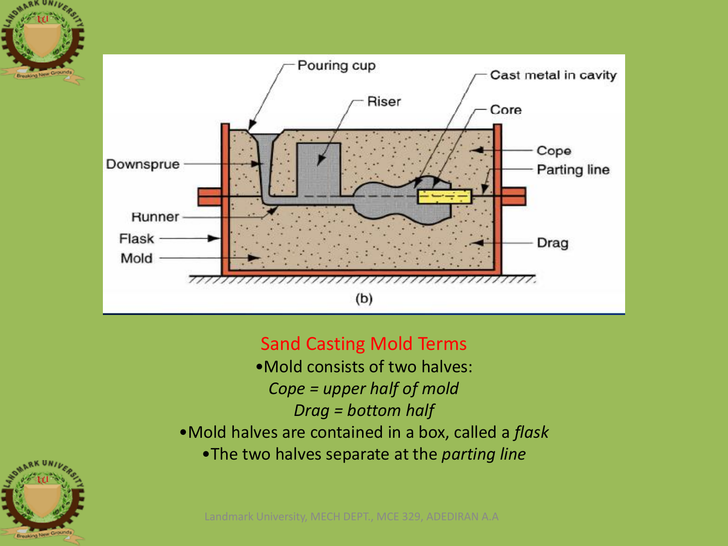## Sand Casting Mold Terms

- Mold consists of two halves:
  - *Cope = upper half of mold*
  - *Drag = bottom half*
- Mold halves are contained in a box, called a *flask*
  - The two halves separate at the *parting line*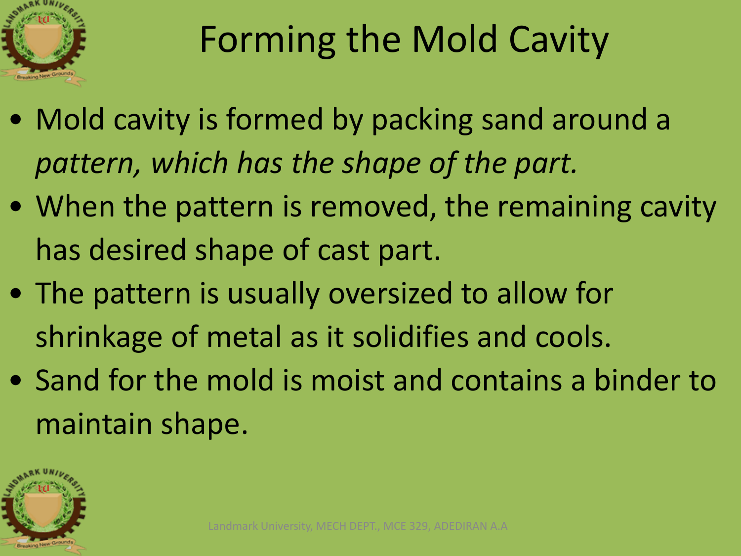# Forming the Mold Cavity

- Mold cavity is formed by packing sand around a *pattern, which has the shape of the part.*
- When the pattern is removed, the remaining cavity has desired shape of cast part.
- The pattern is usually oversized to allow for shrinkage of metal as it solidifies and cools.
- Sand for the mold is moist and contains a binder to maintain shape.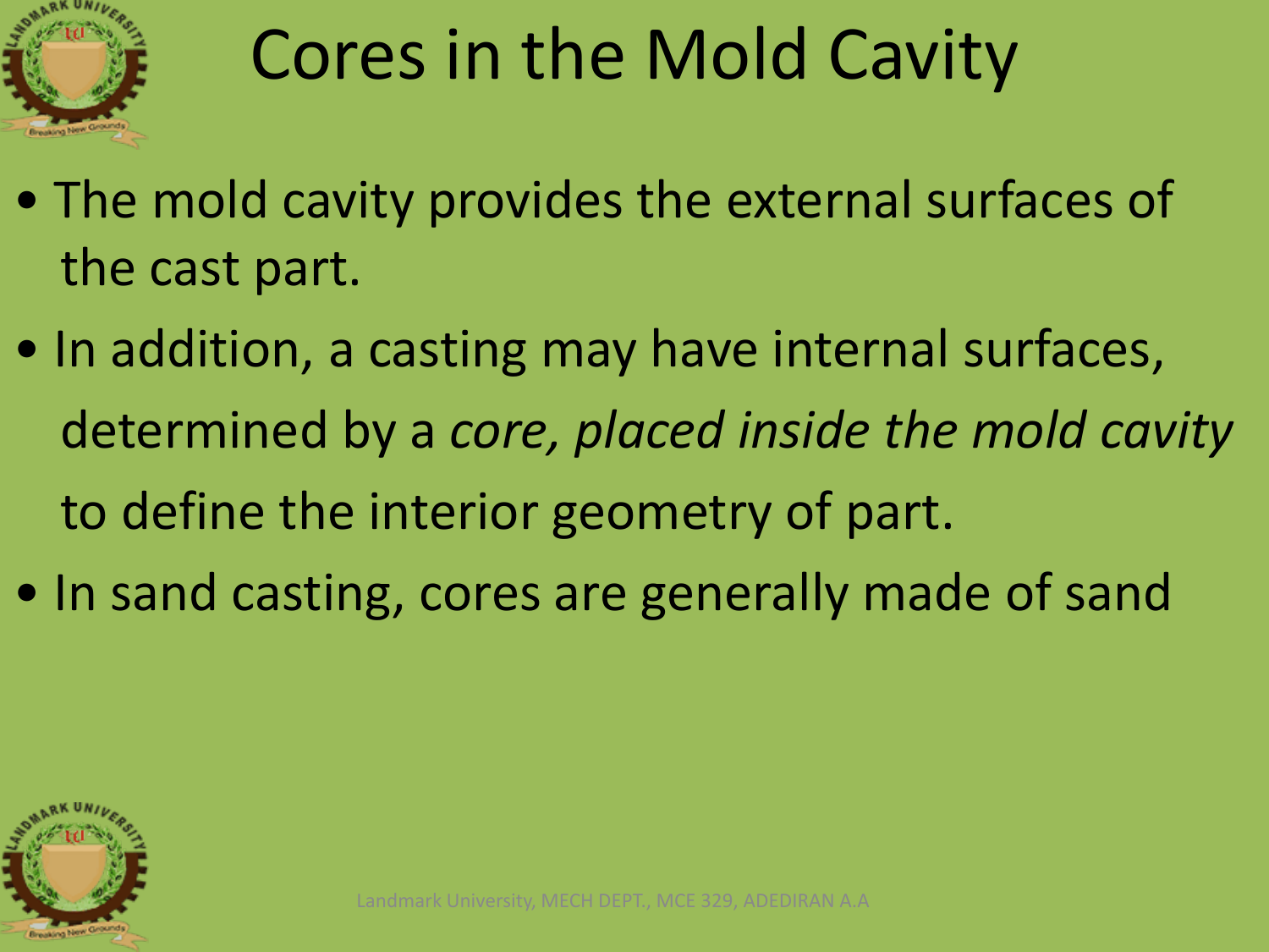# Cores in the Mold Cavity

- The mold cavity provides the external surfaces of the cast part.
- In addition, a casting may have internal surfaces, determined by a *core, placed inside the mold cavity* to define the interior geometry of part.
- In sand casting, cores are generally made of sand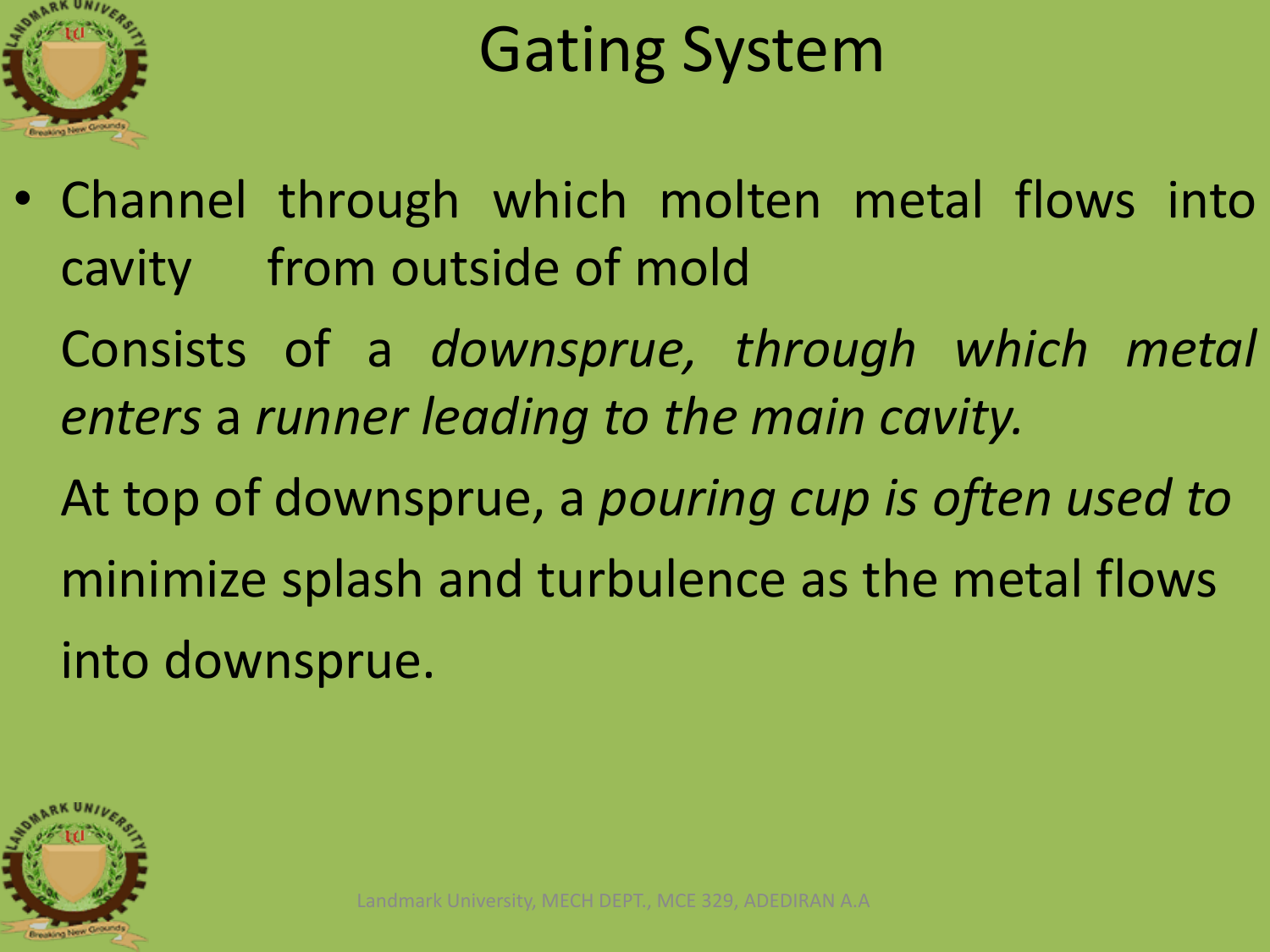# Gating System

- Channel through which molten metal flows into cavity from outside of mold

  Consists of a *downsprue, through which metal enters* a *runner leading to the main cavity.*

  At top of downsprue, a *pouring cup is often used to* minimize splash and turbulence as the metal flows into downsprue.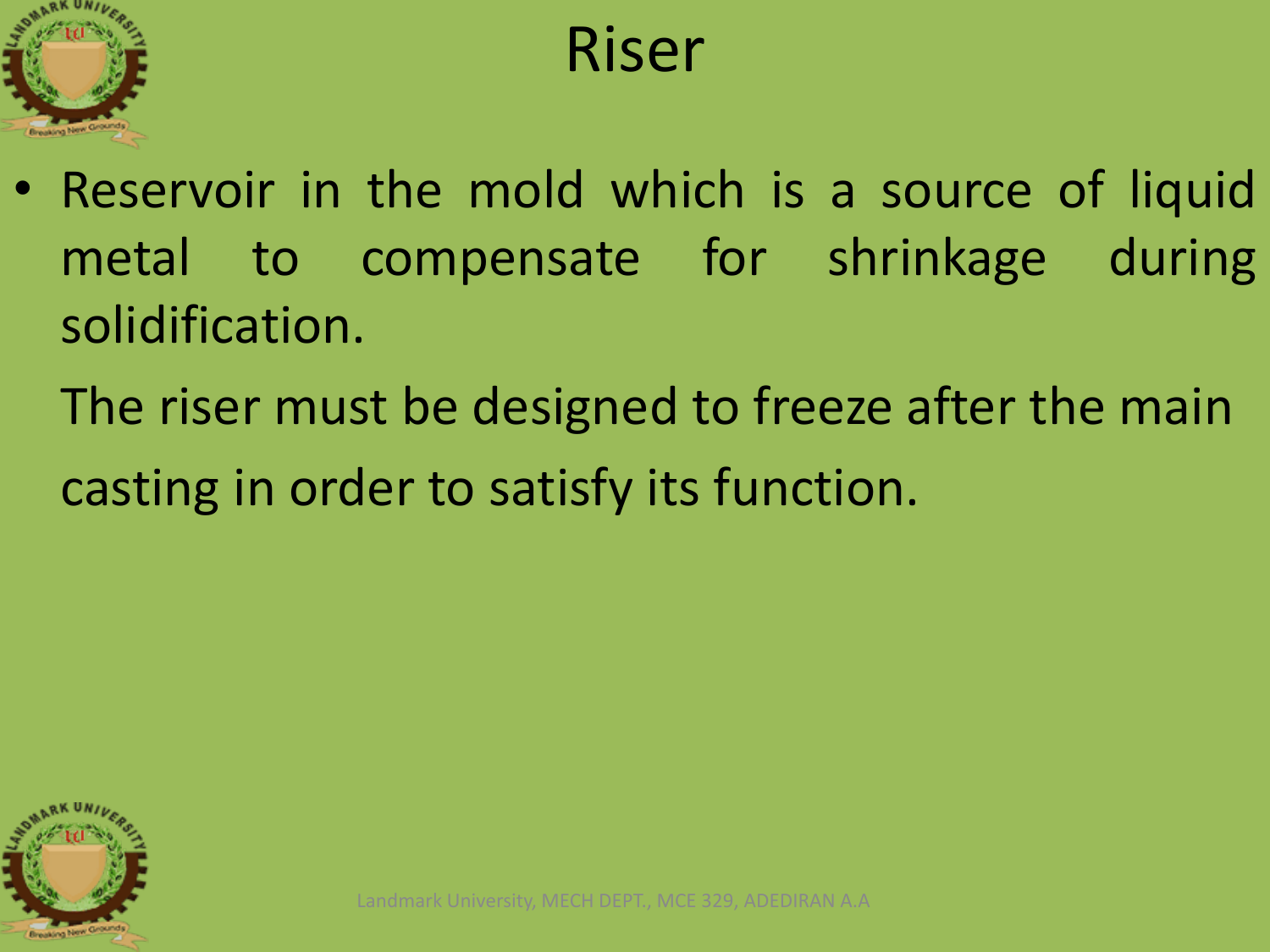# Riser

- Reservoir in the mold which is a source of liquid metal to compensate for shrinkage during solidification.

  The riser must be designed to freeze after the main casting in order to satisfy its function.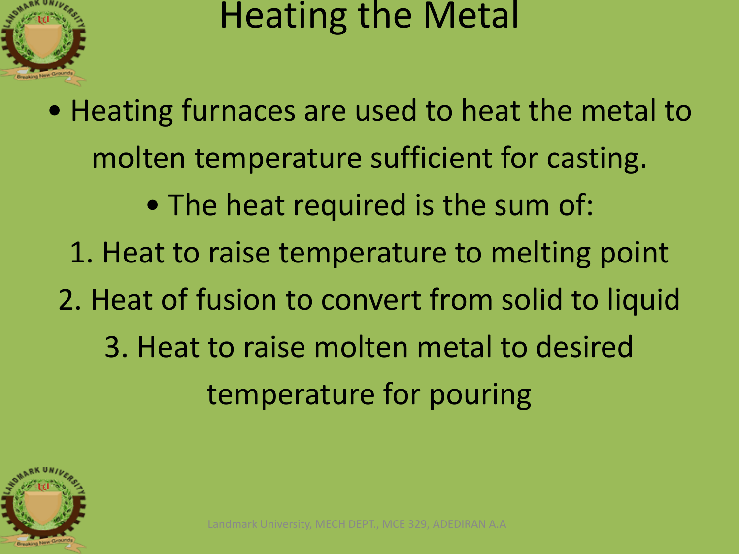# Heating the Metal

- Heating furnaces are used to heat the metal to molten temperature sufficient for casting.
- The heat required is the sum of:

1. Heat to raise temperature to melting point
2. Heat of fusion to convert from solid to liquid
3. Heat to raise molten metal to desired temperature for pouring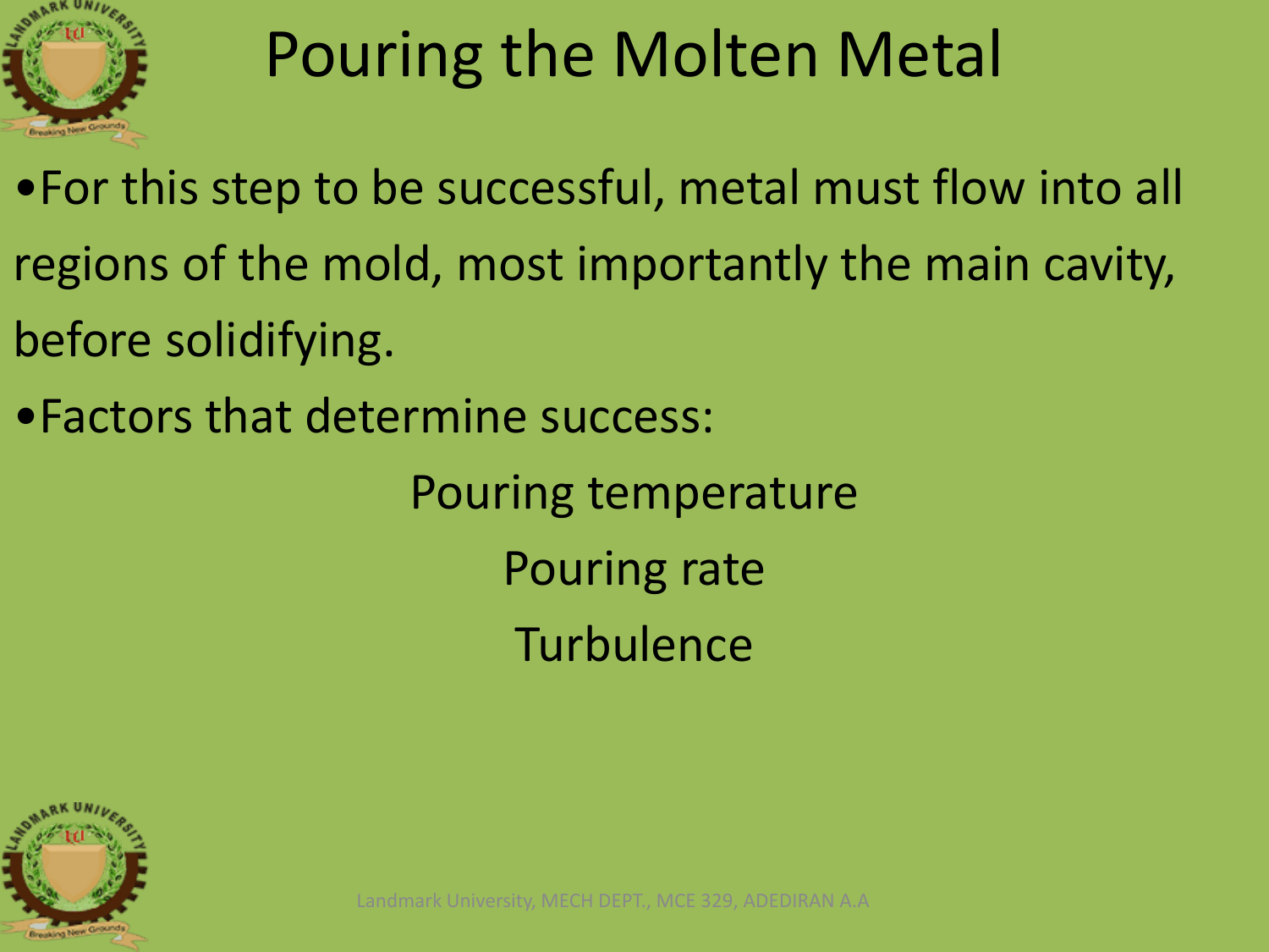# Pouring the Molten Metal

- For this step to be successful, metal must flow into all regions of the mold, most importantly the main cavity, before solidifying.
- Factors that determine success:

  Pouring temperature

  Pouring rate

  Turbulence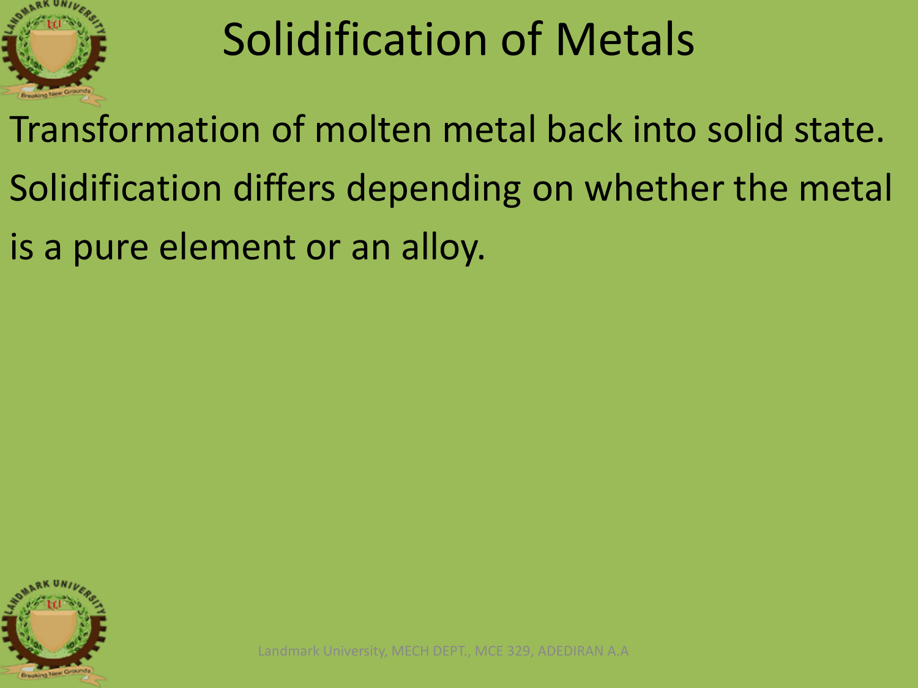# Solidification of Metals

Transformation of molten metal back into solid state. Solidification differs depending on whether the metal is a pure element or an alloy.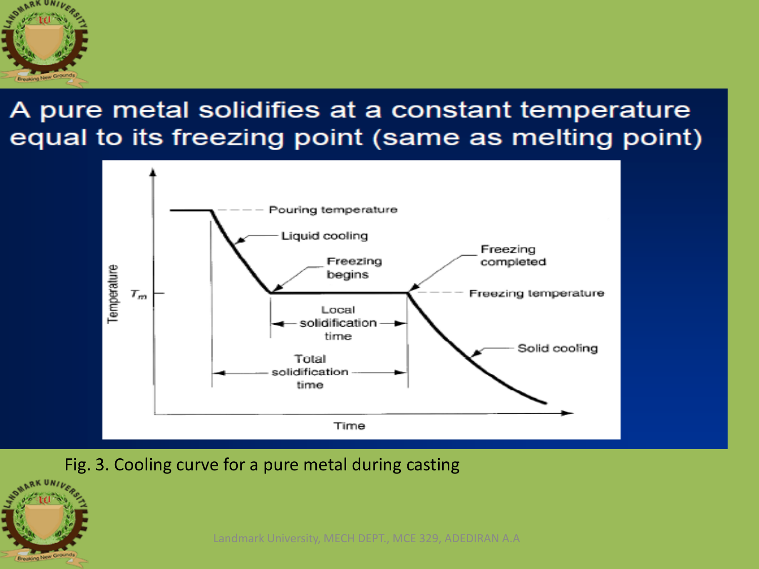# A pure metal solidifies at a constant temperature equal to its freezing point (same as melting point)

Fig. 3. Cooling curve for a pure metal during casting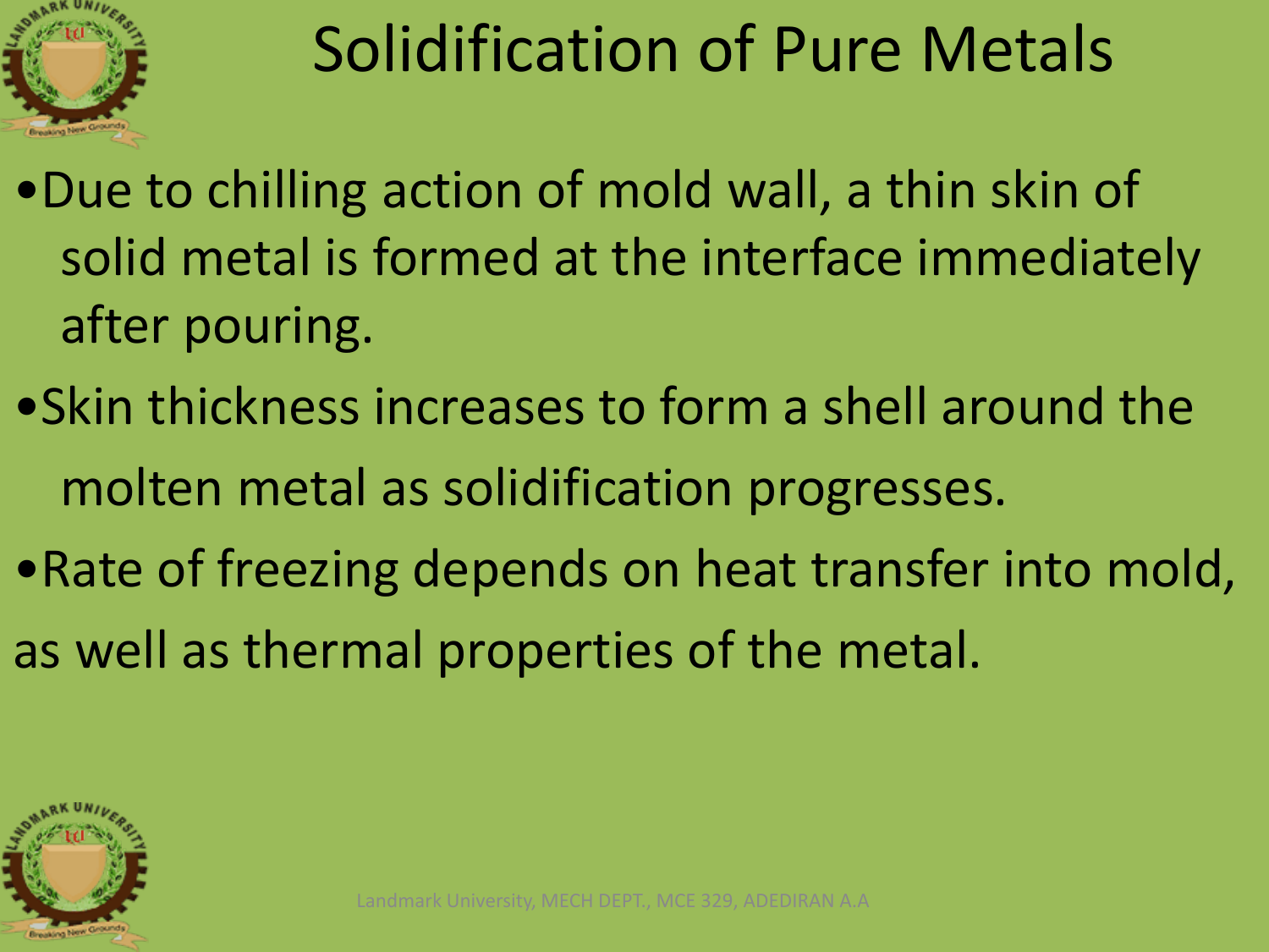# Solidification of Pure Metals

- Due to chilling action of mold wall, a thin skin of solid metal is formed at the interface immediately after pouring.
- Skin thickness increases to form a shell around the molten metal as solidification progresses.
- Rate of freezing depends on heat transfer into mold, as well as thermal properties of the metal.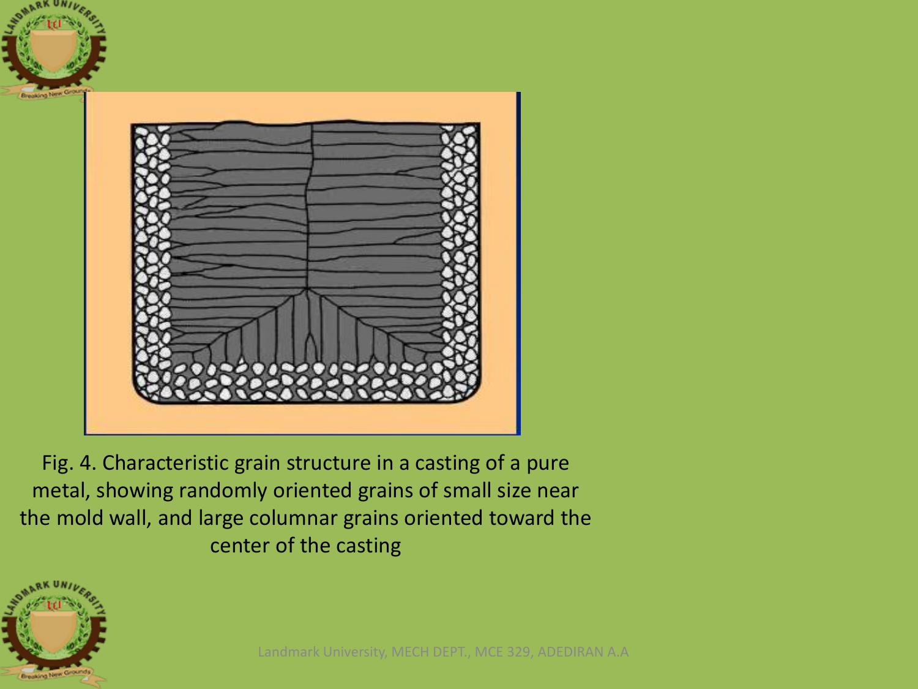Fig. 4. Characteristic grain structure in a casting of a pure metal, showing randomly oriented grains of small size near the mold wall, and large columnar grains oriented toward the center of the casting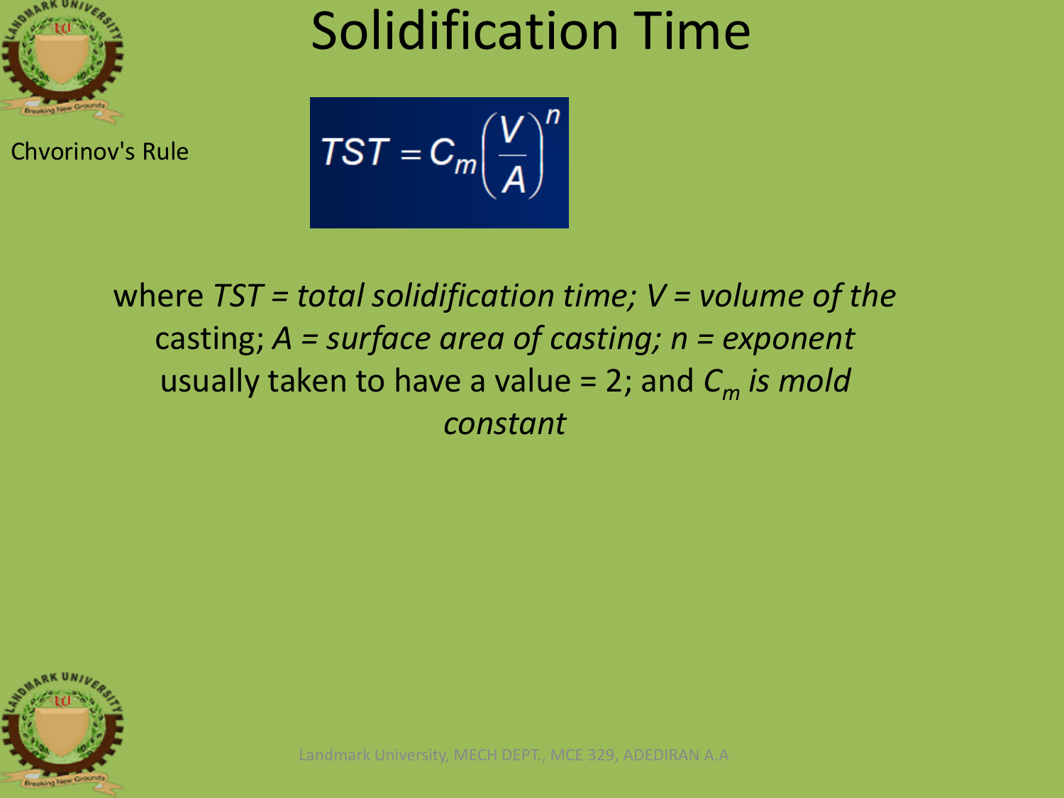# Solidification Time

Chvorinov's Rule

$$TST = C_m\left(\frac{V}{A}\right)^n$$

where *TST = total solidification time; V = volume of the* casting; *A = surface area of casting; n = exponent* usually taken to have a value = 2; and $C_m$ *is mold constant*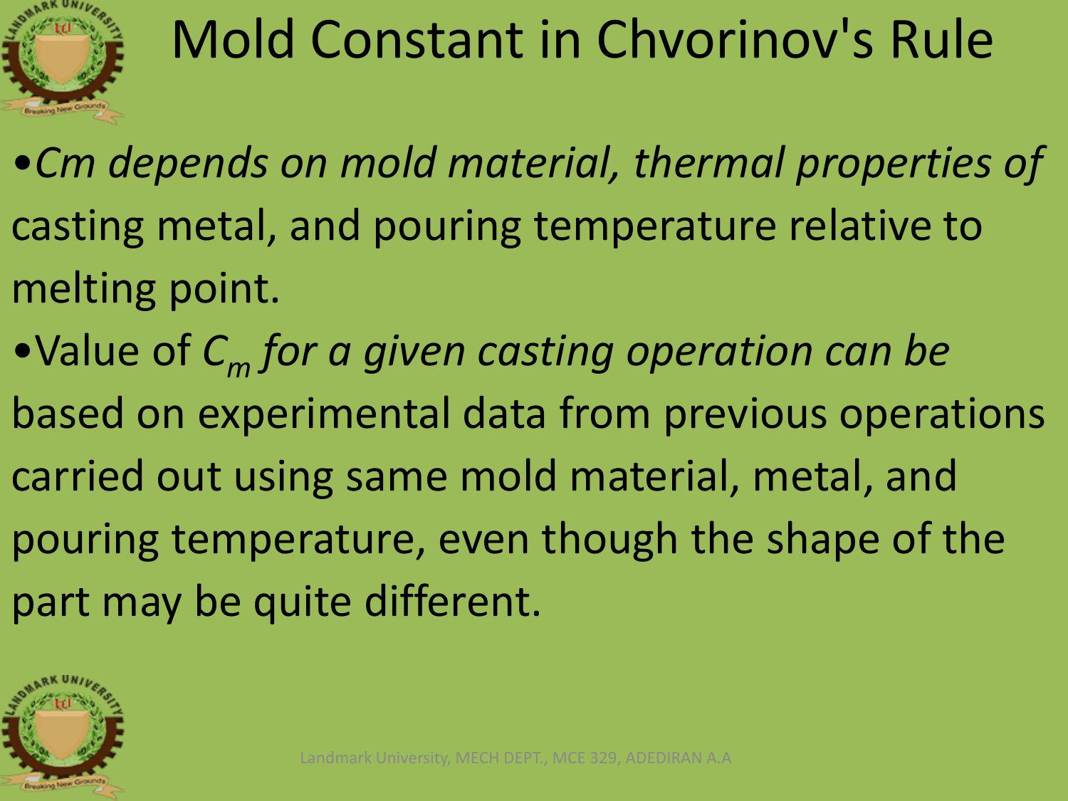# Mold Constant in Chvorinov's Rule

- *Cm depends on mold material, thermal properties of* casting metal, and pouring temperature relative to melting point.
- Value of $C_m$ *for a given casting operation can be* based on experimental data from previous operations carried out using same mold material, metal, and pouring temperature, even though the shape of the part may be quite different.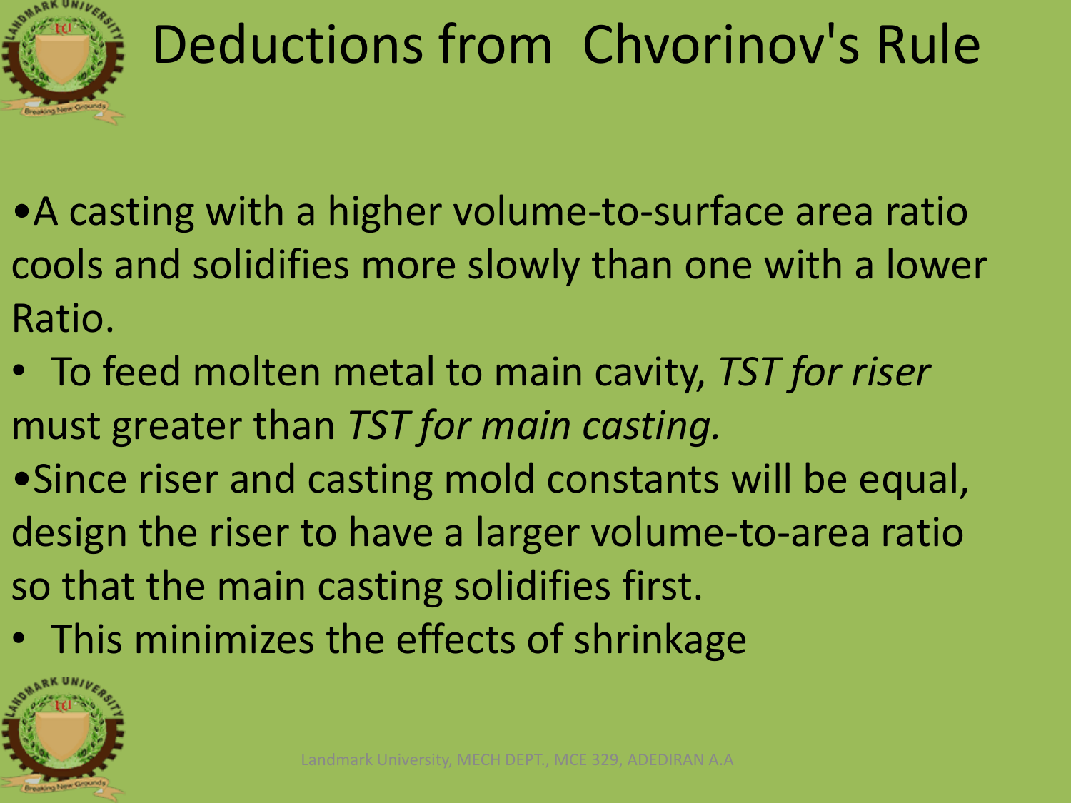# Deductions from Chvorinov's Rule

- A casting with a higher volume-to-surface area ratio cools and solidifies more slowly than one with a lower Ratio.
- To feed molten metal to main cavity, *TST for riser* must greater than *TST for main casting.*
- Since riser and casting mold constants will be equal, design the riser to have a larger volume-to-area ratio so that the main casting solidifies first.
- This minimizes the effects of shrinkage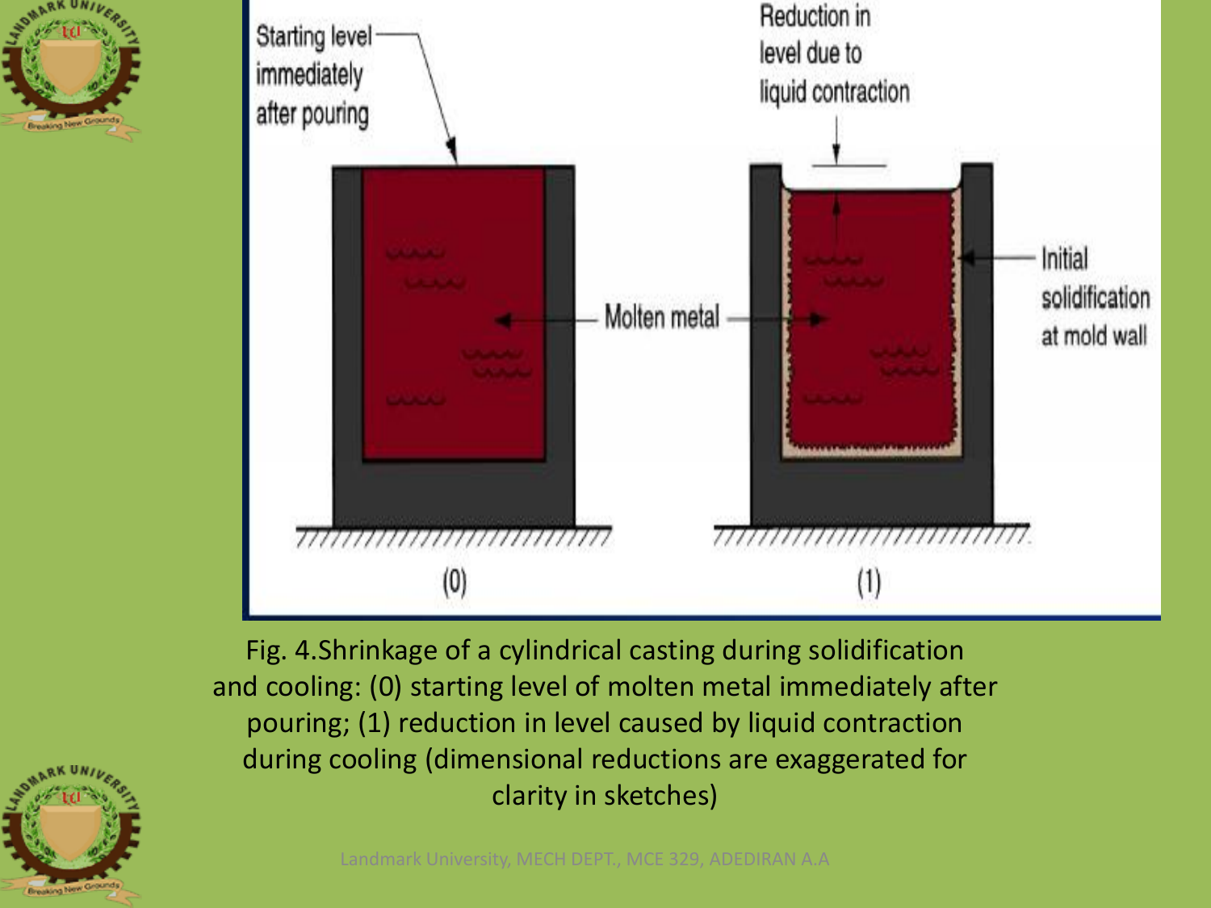Fig. 4.Shrinkage of a cylindrical casting during solidification and cooling: (0) starting level of molten metal immediately after pouring; (1) reduction in level caused by liquid contraction during cooling (dimensional reductions are exaggerated for clarity in sketches)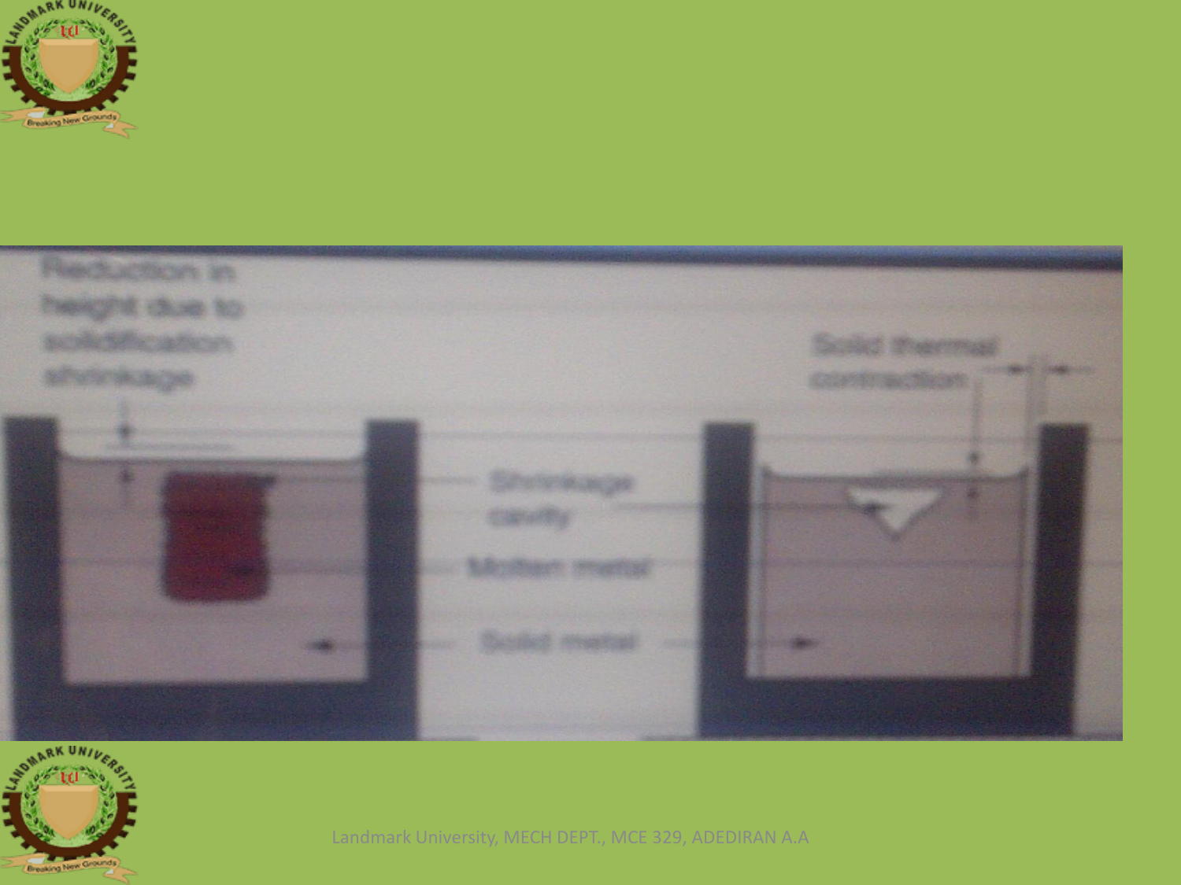Reduction in height due to solidification shrinkage

Solid thermal contraction

Shrinkage cavity

Molten metal

Solid metal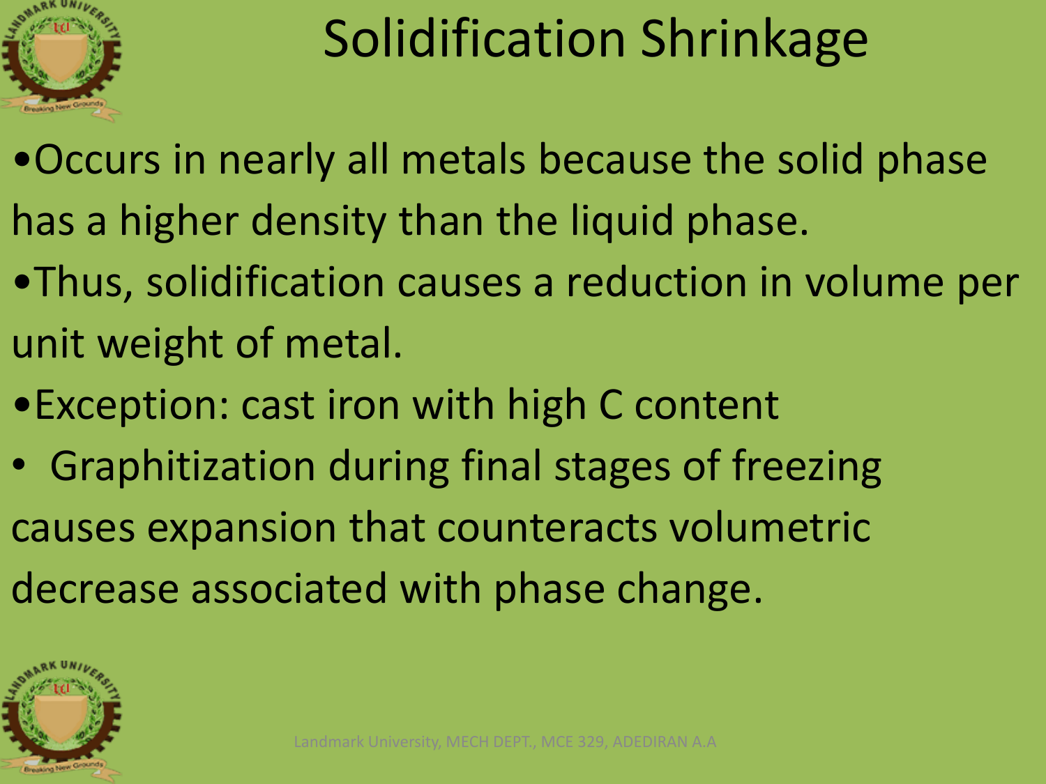# Solidification Shrinkage

- Occurs in nearly all metals because the solid phase has a higher density than the liquid phase.
- Thus, solidification causes a reduction in volume per unit weight of metal.
- Exception: cast iron with high C content
- Graphitization during final stages of freezing causes expansion that counteracts volumetric decrease associated with phase change.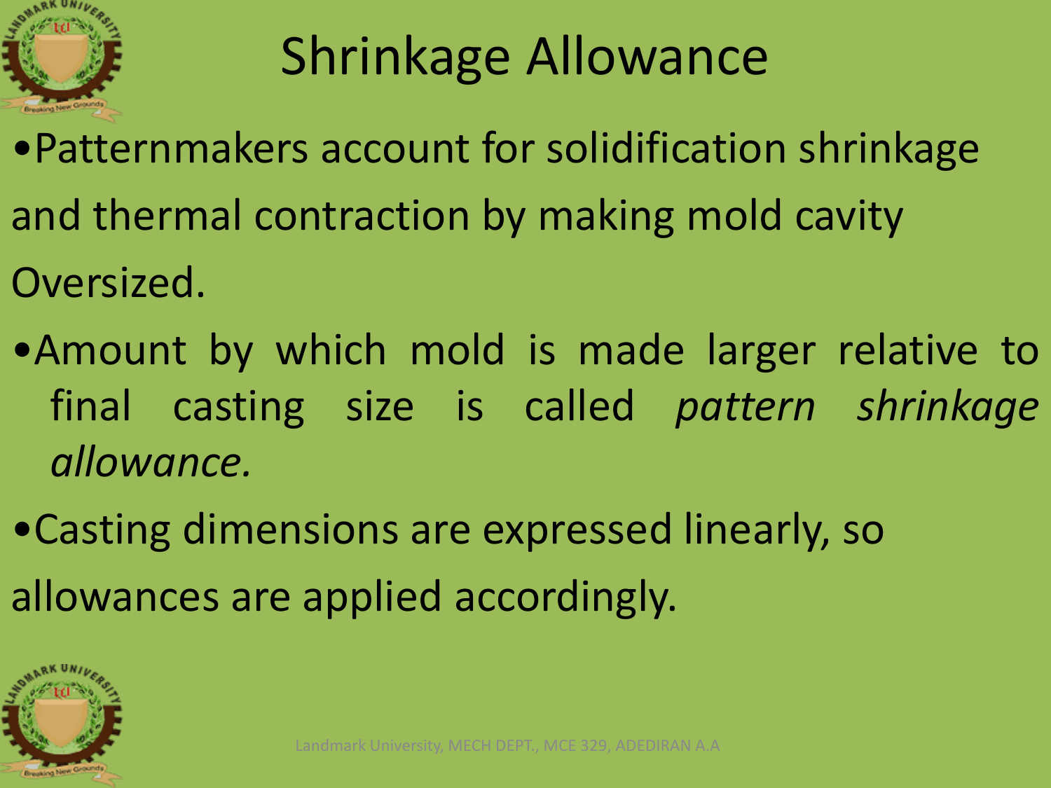# Shrinkage Allowance

- Patternmakers account for solidification shrinkage and thermal contraction by making mold cavity Oversized.
- Amount by which mold is made larger relative to final casting size is called *pattern shrinkage allowance.*
- Casting dimensions are expressed linearly, so allowances are applied accordingly.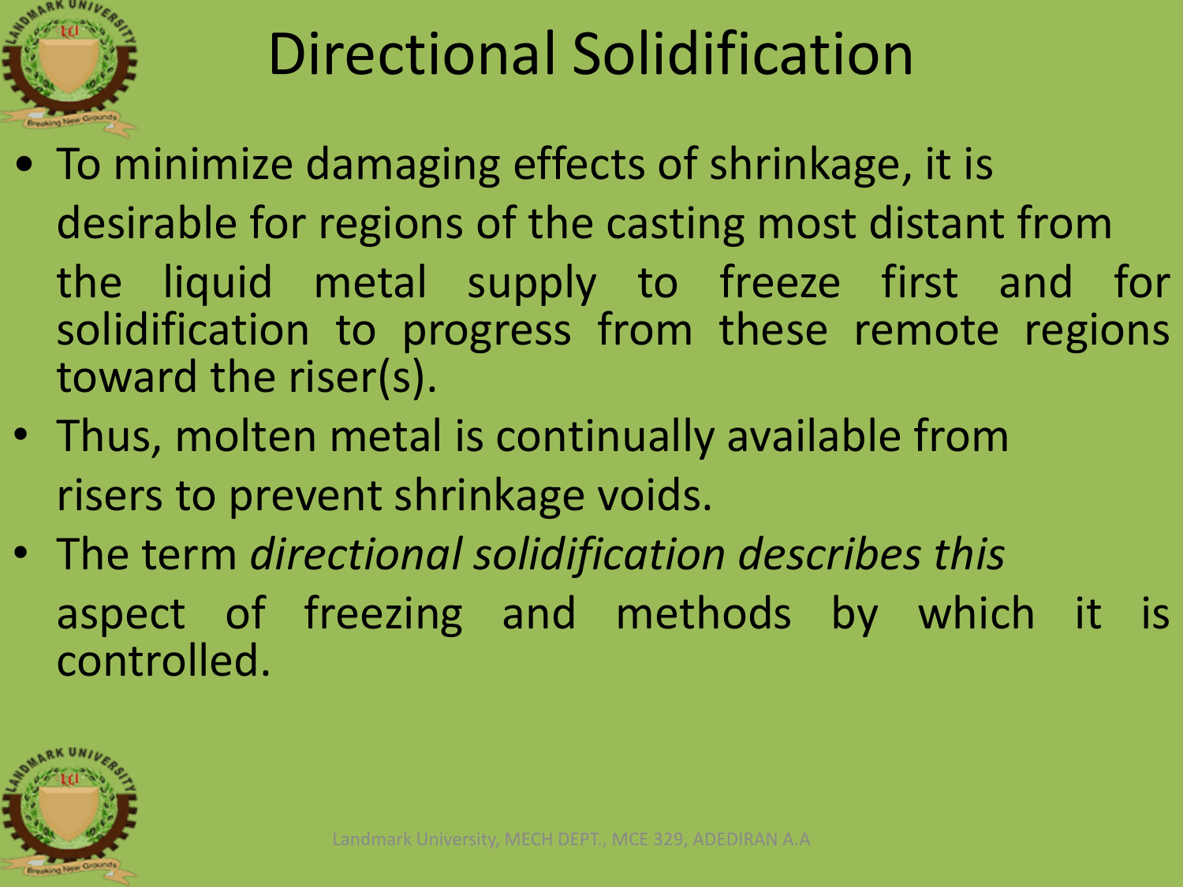# Directional Solidification

- To minimize damaging effects of shrinkage, it is desirable for regions of the casting most distant from the liquid metal supply to freeze first and for solidification to progress from these remote regions toward the riser(s).
- Thus, molten metal is continually available from risers to prevent shrinkage voids.
- The term *directional solidification describes this* aspect of freezing and methods by which it is controlled.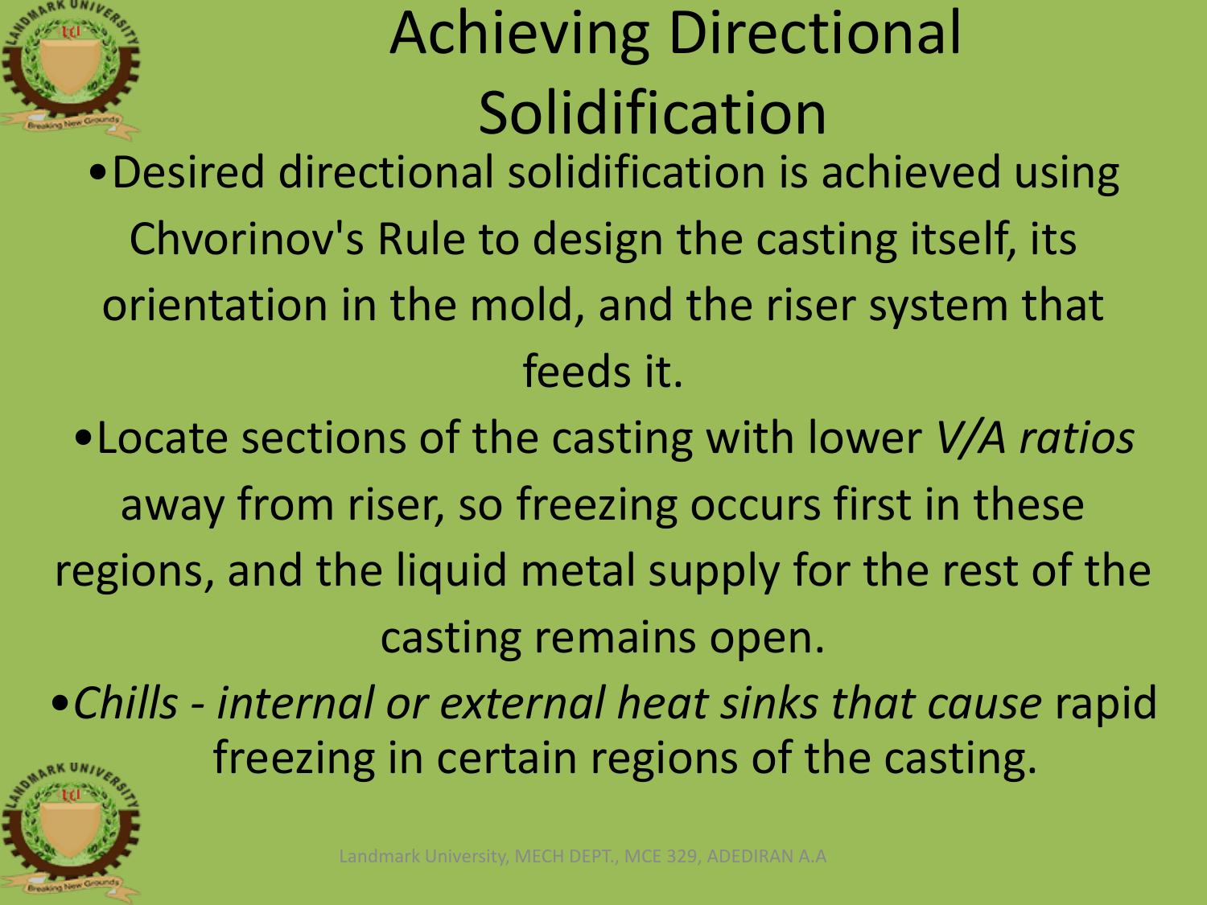# Achieving Directional Solidification

- Desired directional solidification is achieved using Chvorinov's Rule to design the casting itself, its orientation in the mold, and the riser system that feeds it.
- Locate sections of the casting with lower *V/A ratios* away from riser, so freezing occurs first in these regions, and the liquid metal supply for the rest of the casting remains open.
- *Chills - internal or external heat sinks that cause* rapid freezing in certain regions of the casting.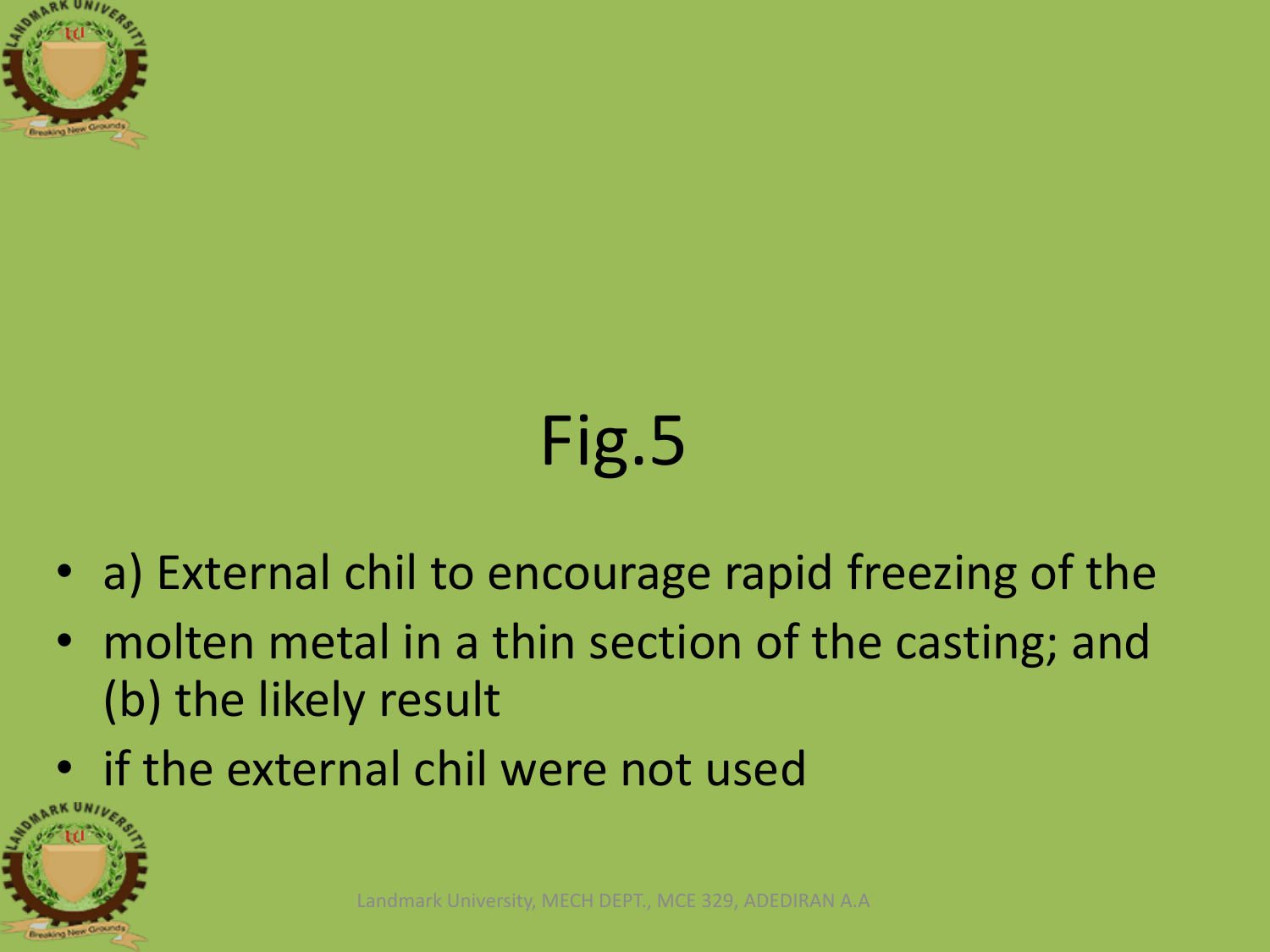# Fig.5

- a) External chil to encourage rapid freezing of the
- molten metal in a thin section of the casting; and (b) the likely result
- if the external chil were not used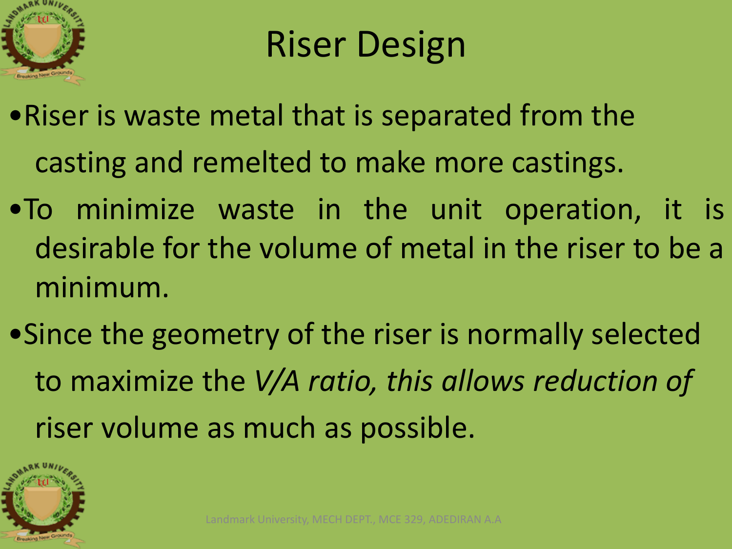# Riser Design

- Riser is waste metal that is separated from the casting and remelted to make more castings.
- To minimize waste in the unit operation, it is desirable for the volume of metal in the riser to be a minimum.
- Since the geometry of the riser is normally selected to maximize the *V/A ratio, this allows reduction of* riser volume as much as possible.